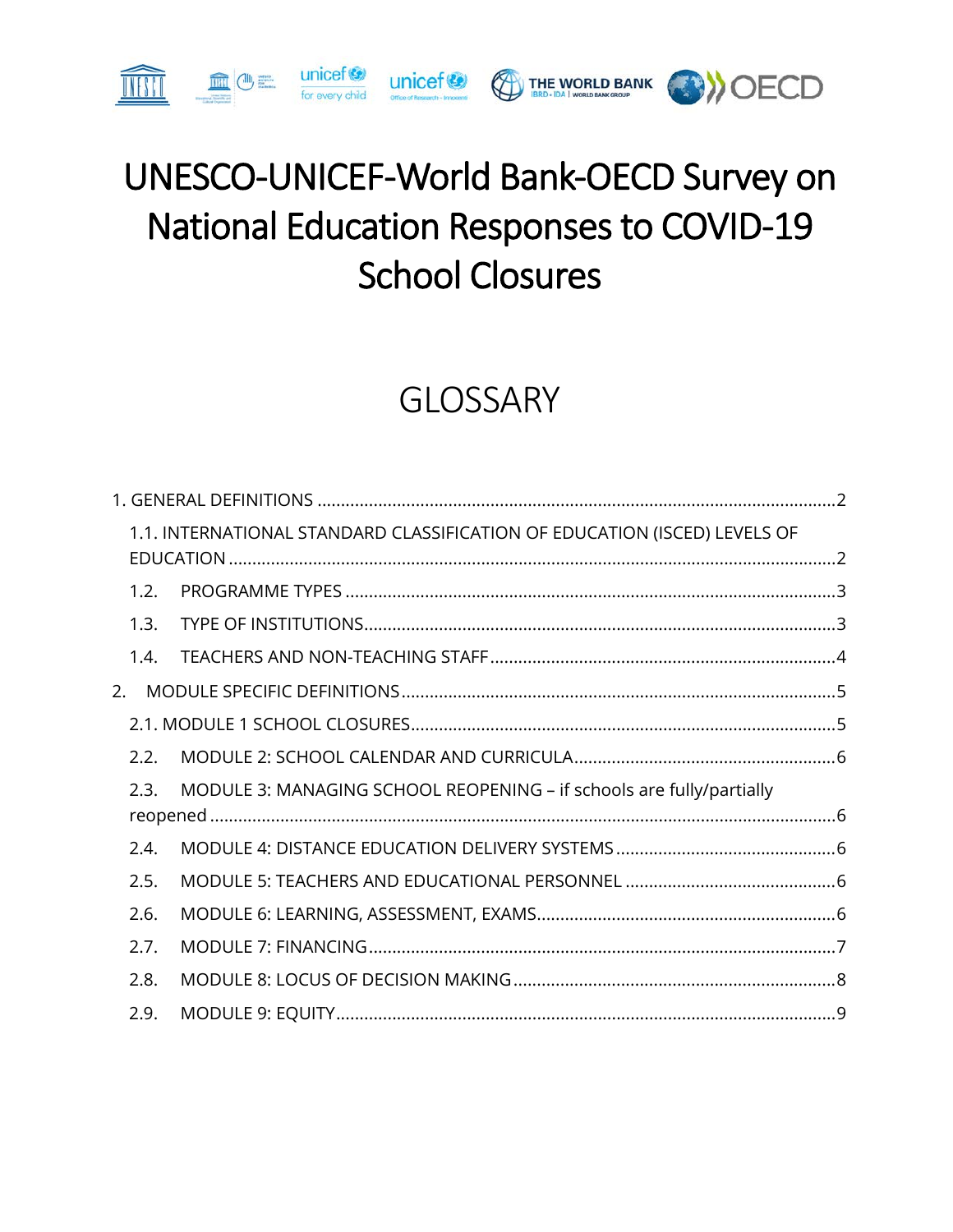# UNESCO-UNICEF-World Bank-OECD Survey on National Education Responses to COVID-19 School Closures

## GLOSSARY

1. GENERAL DEFINITIONS ..... 2
   - 1.1. INTERNATIONAL STANDARD CLASSIFICATION OF EDUCATION (ISCED) LEVELS OF EDUCATION ..... 2
   - 1.2. PROGRAMME TYPES ..... 3
   - 1.3. TYPE OF INSTITUTIONS ..... 3
   - 1.4. TEACHERS AND NON-TEACHING STAFF ..... 4
2. MODULE SPECIFIC DEFINITIONS ..... 5
   - 2.1. MODULE 1 SCHOOL CLOSURES ..... 5
   - 2.2. MODULE 2: SCHOOL CALENDAR AND CURRICULA ..... 6
   - 2.3. MODULE 3: MANAGING SCHOOL REOPENING – if schools are fully/partially reopened ..... 6
   - 2.4. MODULE 4: DISTANCE EDUCATION DELIVERY SYSTEMS ..... 6
   - 2.5. MODULE 5: TEACHERS AND EDUCATIONAL PERSONNEL ..... 6
   - 2.6. MODULE 6: LEARNING, ASSESSMENT, EXAMS ..... 6
   - 2.7. MODULE 7: FINANCING ..... 7
   - 2.8. MODULE 8: LOCUS OF DECISION MAKING ..... 8
   - 2.9. MODULE 9: EQUITY ..... 9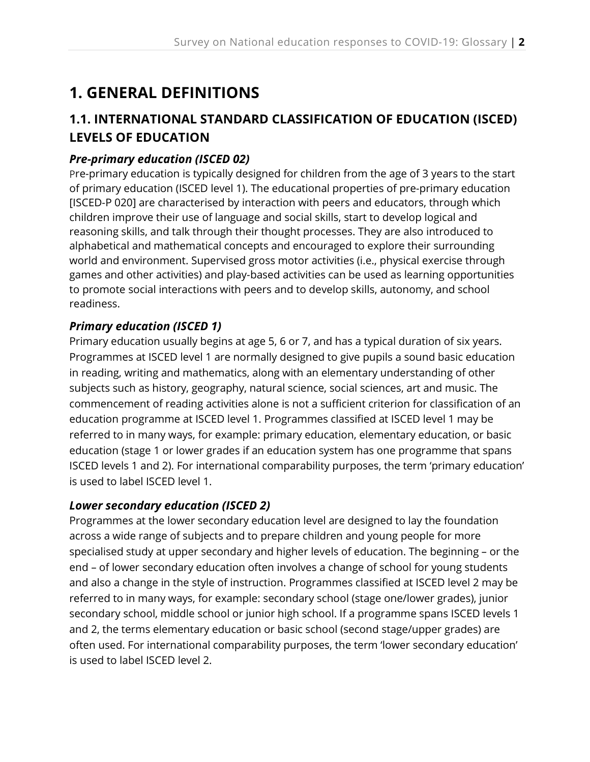# 1. GENERAL DEFINITIONS

## 1.1. INTERNATIONAL STANDARD CLASSIFICATION OF EDUCATION (ISCED) LEVELS OF EDUCATION

### *Pre-primary education (ISCED 02)*

Pre-primary education is typically designed for children from the age of 3 years to the start of primary education (ISCED level 1). The educational properties of pre-primary education [ISCED-P 020] are characterised by interaction with peers and educators, through which children improve their use of language and social skills, start to develop logical and reasoning skills, and talk through their thought processes. They are also introduced to alphabetical and mathematical concepts and encouraged to explore their surrounding world and environment. Supervised gross motor activities (i.e., physical exercise through games and other activities) and play-based activities can be used as learning opportunities to promote social interactions with peers and to develop skills, autonomy, and school readiness.

### *Primary education (ISCED 1)*

Primary education usually begins at age 5, 6 or 7, and has a typical duration of six years. Programmes at ISCED level 1 are normally designed to give pupils a sound basic education in reading, writing and mathematics, along with an elementary understanding of other subjects such as history, geography, natural science, social sciences, art and music. The commencement of reading activities alone is not a sufficient criterion for classification of an education programme at ISCED level 1. Programmes classified at ISCED level 1 may be referred to in many ways, for example: primary education, elementary education, or basic education (stage 1 or lower grades if an education system has one programme that spans ISCED levels 1 and 2). For international comparability purposes, the term 'primary education' is used to label ISCED level 1.

### *Lower secondary education (ISCED 2)*

Programmes at the lower secondary education level are designed to lay the foundation across a wide range of subjects and to prepare children and young people for more specialised study at upper secondary and higher levels of education. The beginning – or the end – of lower secondary education often involves a change of school for young students and also a change in the style of instruction. Programmes classified at ISCED level 2 may be referred to in many ways, for example: secondary school (stage one/lower grades), junior secondary school, middle school or junior high school. If a programme spans ISCED levels 1 and 2, the terms elementary education or basic school (second stage/upper grades) are often used. For international comparability purposes, the term 'lower secondary education' is used to label ISCED level 2.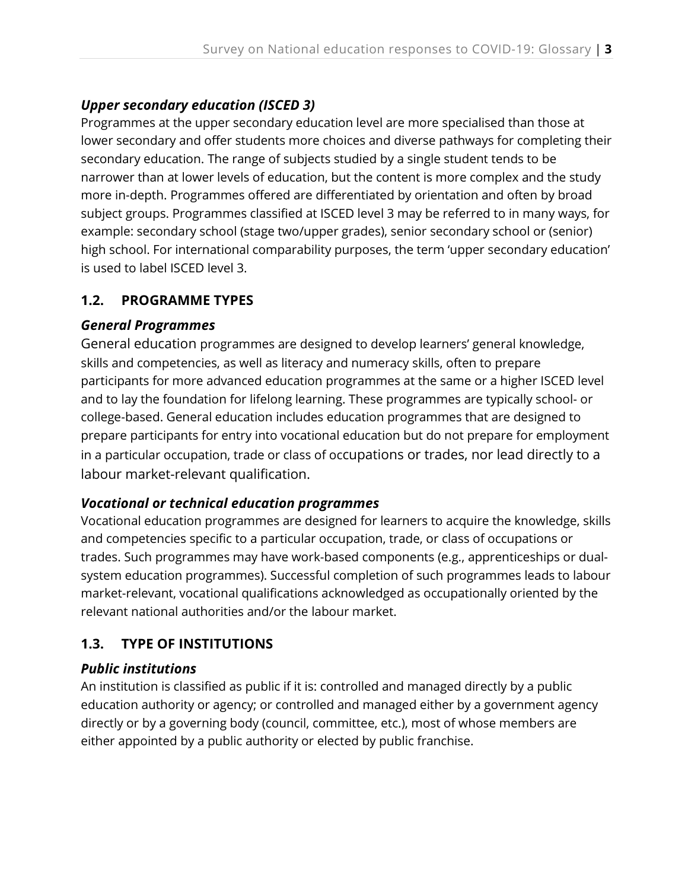### *Upper secondary education (ISCED 3)*

Programmes at the upper secondary education level are more specialised than those at lower secondary and offer students more choices and diverse pathways for completing their secondary education. The range of subjects studied by a single student tends to be narrower than at lower levels of education, but the content is more complex and the study more in-depth. Programmes offered are differentiated by orientation and often by broad subject groups. Programmes classified at ISCED level 3 may be referred to in many ways, for example: secondary school (stage two/upper grades), senior secondary school or (senior) high school. For international comparability purposes, the term 'upper secondary education' is used to label ISCED level 3.

## 1.2. PROGRAMME TYPES

### *General Programmes*

General education programmes are designed to develop learners' general knowledge, skills and competencies, as well as literacy and numeracy skills, often to prepare participants for more advanced education programmes at the same or a higher ISCED level and to lay the foundation for lifelong learning. These programmes are typically school- or college-based. General education includes education programmes that are designed to prepare participants for entry into vocational education but do not prepare for employment in a particular occupation, trade or class of occupations or trades, nor lead directly to a labour market-relevant qualification.

### *Vocational or technical education programmes*

Vocational education programmes are designed for learners to acquire the knowledge, skills and competencies specific to a particular occupation, trade, or class of occupations or trades. Such programmes may have work-based components (e.g., apprenticeships or dual-system education programmes). Successful completion of such programmes leads to labour market-relevant, vocational qualifications acknowledged as occupationally oriented by the relevant national authorities and/or the labour market.

## 1.3. TYPE OF INSTITUTIONS

### *Public institutions*

An institution is classified as public if it is: controlled and managed directly by a public education authority or agency; or controlled and managed either by a government agency directly or by a governing body (council, committee, etc.), most of whose members are either appointed by a public authority or elected by public franchise.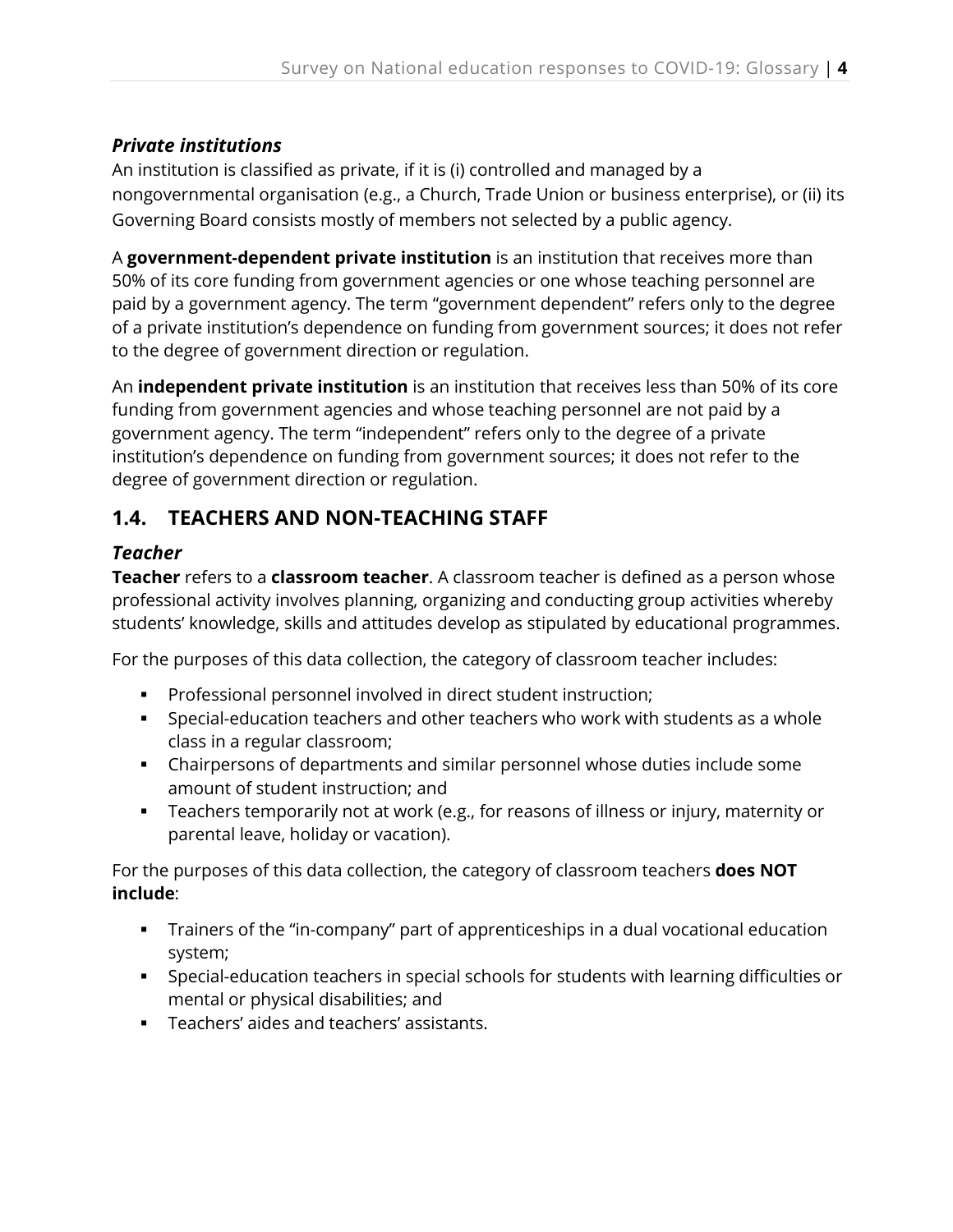### *Private institutions*

An institution is classified as private, if it is (i) controlled and managed by a nongovernmental organisation (e.g., a Church, Trade Union or business enterprise), or (ii) its Governing Board consists mostly of members not selected by a public agency.

A **government-dependent private institution** is an institution that receives more than 50% of its core funding from government agencies or one whose teaching personnel are paid by a government agency. The term "government dependent" refers only to the degree of a private institution's dependence on funding from government sources; it does not refer to the degree of government direction or regulation.

An **independent private institution** is an institution that receives less than 50% of its core funding from government agencies and whose teaching personnel are not paid by a government agency. The term "independent" refers only to the degree of a private institution's dependence on funding from government sources; it does not refer to the degree of government direction or regulation.

## 1.4. TEACHERS AND NON-TEACHING STAFF

### *Teacher*

**Teacher** refers to a **classroom teacher**. A classroom teacher is defined as a person whose professional activity involves planning, organizing and conducting group activities whereby students' knowledge, skills and attitudes develop as stipulated by educational programmes.

For the purposes of this data collection, the category of classroom teacher includes:

- Professional personnel involved in direct student instruction;
- Special-education teachers and other teachers who work with students as a whole class in a regular classroom;
- Chairpersons of departments and similar personnel whose duties include some amount of student instruction; and
- Teachers temporarily not at work (e.g., for reasons of illness or injury, maternity or parental leave, holiday or vacation).

For the purposes of this data collection, the category of classroom teachers **does NOT include**:

- Trainers of the "in-company" part of apprenticeships in a dual vocational education system;
- Special-education teachers in special schools for students with learning difficulties or mental or physical disabilities; and
- Teachers' aides and teachers' assistants.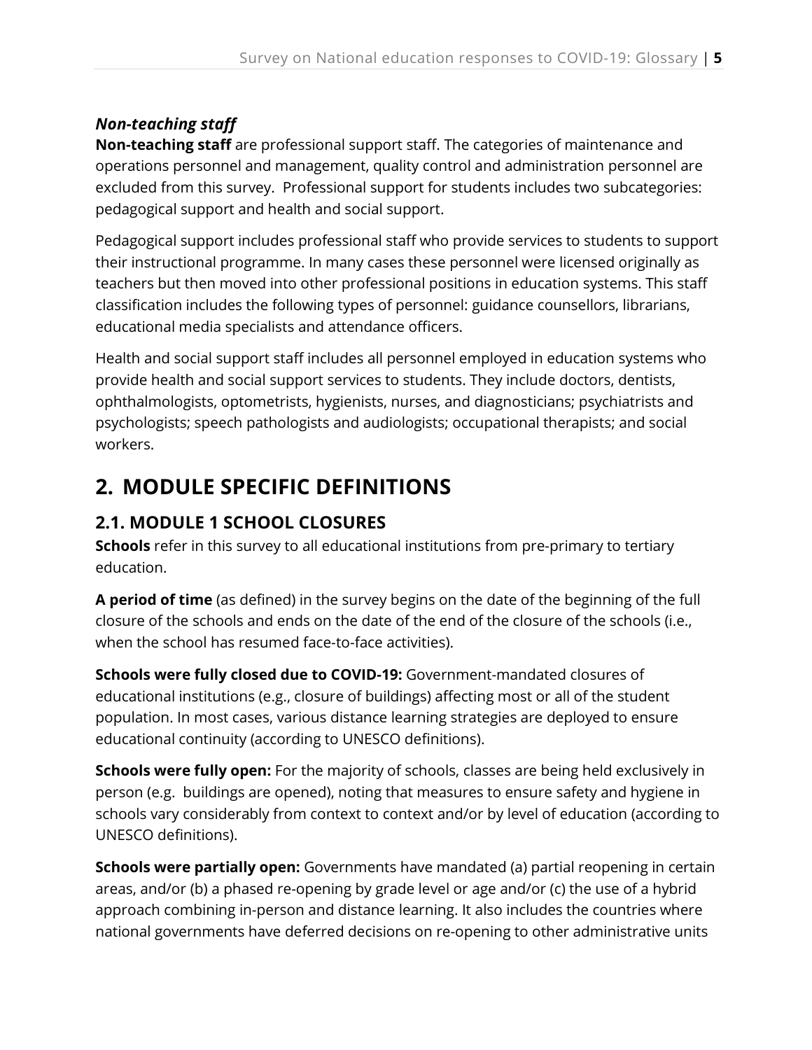### *Non-teaching staff*

**Non-teaching staff** are professional support staff. The categories of maintenance and operations personnel and management, quality control and administration personnel are excluded from this survey.  Professional support for students includes two subcategories: pedagogical support and health and social support.

Pedagogical support includes professional staff who provide services to students to support their instructional programme. In many cases these personnel were licensed originally as teachers but then moved into other professional positions in education systems. This staff classification includes the following types of personnel: guidance counsellors, librarians, educational media specialists and attendance officers.

Health and social support staff includes all personnel employed in education systems who provide health and social support services to students. They include doctors, dentists, ophthalmologists, optometrists, hygienists, nurses, and diagnosticians; psychiatrists and psychologists; speech pathologists and audiologists; occupational therapists; and social workers.

# 2. MODULE SPECIFIC DEFINITIONS

## 2.1. MODULE 1 SCHOOL CLOSURES

**Schools** refer in this survey to all educational institutions from pre-primary to tertiary education.

**A period of time** (as defined) in the survey begins on the date of the beginning of the full closure of the schools and ends on the date of the end of the closure of the schools (i.e., when the school has resumed face-to-face activities).

**Schools were fully closed due to COVID-19:** Government-mandated closures of educational institutions (e.g., closure of buildings) affecting most or all of the student population. In most cases, various distance learning strategies are deployed to ensure educational continuity (according to UNESCO definitions).

**Schools were fully open:** For the majority of schools, classes are being held exclusively in person (e.g.  buildings are opened), noting that measures to ensure safety and hygiene in schools vary considerably from context to context and/or by level of education (according to UNESCO definitions).

**Schools were partially open:** Governments have mandated (a) partial reopening in certain areas, and/or (b) a phased re-opening by grade level or age and/or (c) the use of a hybrid approach combining in-person and distance learning. It also includes the countries where national governments have deferred decisions on re-opening to other administrative units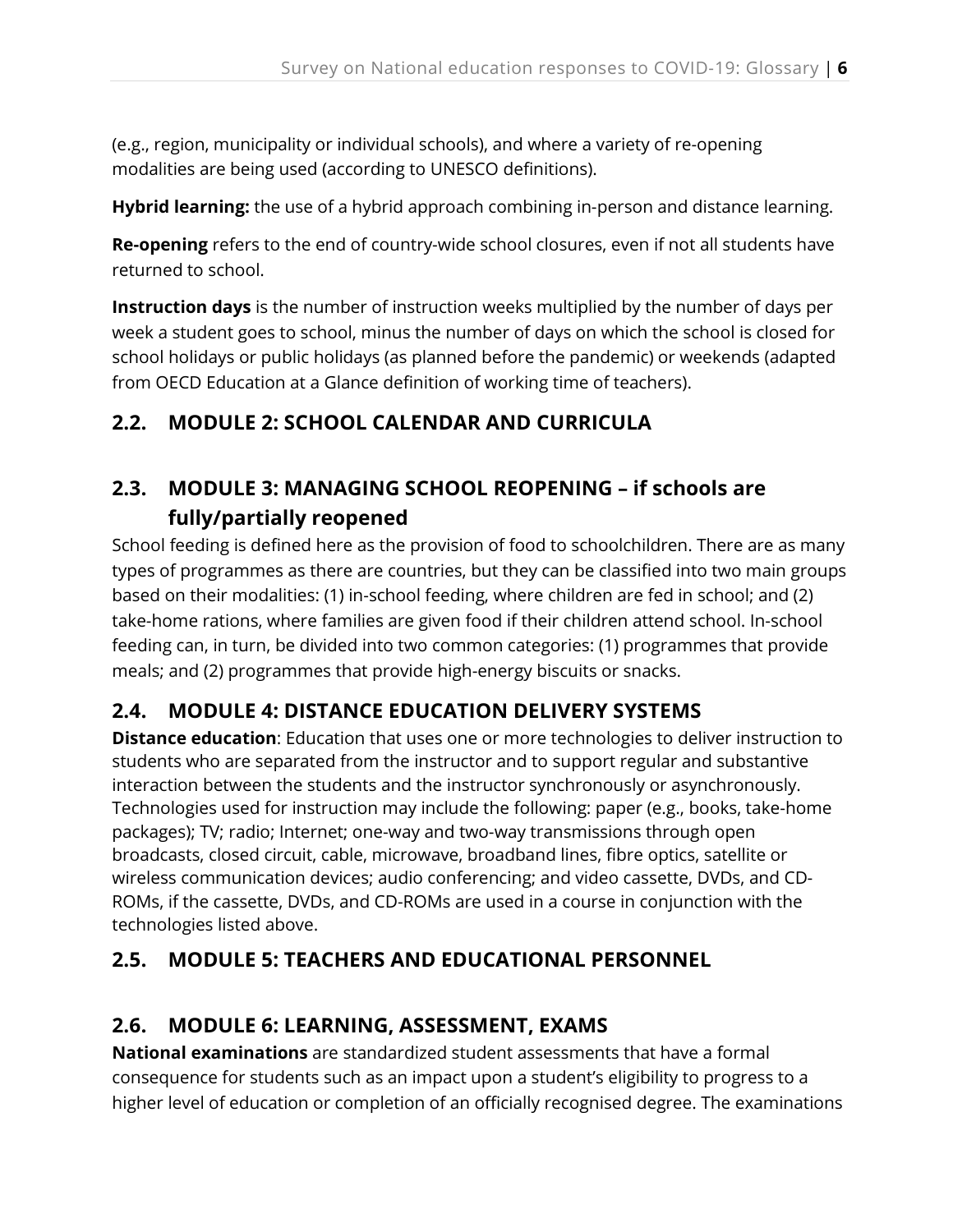(e.g., region, municipality or individual schools), and where a variety of re-opening modalities are being used (according to UNESCO definitions).

**Hybrid learning:** the use of a hybrid approach combining in-person and distance learning.

**Re-opening** refers to the end of country-wide school closures, even if not all students have returned to school.

**Instruction days** is the number of instruction weeks multiplied by the number of days per week a student goes to school, minus the number of days on which the school is closed for school holidays or public holidays (as planned before the pandemic) or weekends (adapted from OECD Education at a Glance definition of working time of teachers).

## 2.2. MODULE 2: SCHOOL CALENDAR AND CURRICULA

## 2.3. MODULE 3: MANAGING SCHOOL REOPENING – if schools are fully/partially reopened

School feeding is defined here as the provision of food to schoolchildren. There are as many types of programmes as there are countries, but they can be classified into two main groups based on their modalities: (1) in-school feeding, where children are fed in school; and (2) take-home rations, where families are given food if their children attend school. In-school feeding can, in turn, be divided into two common categories: (1) programmes that provide meals; and (2) programmes that provide high-energy biscuits or snacks.

## 2.4. MODULE 4: DISTANCE EDUCATION DELIVERY SYSTEMS

**Distance education**: Education that uses one or more technologies to deliver instruction to students who are separated from the instructor and to support regular and substantive interaction between the students and the instructor synchronously or asynchronously. Technologies used for instruction may include the following: paper (e.g., books, take-home packages); TV; radio; Internet; one-way and two-way transmissions through open broadcasts, closed circuit, cable, microwave, broadband lines, fibre optics, satellite or wireless communication devices; audio conferencing; and video cassette, DVDs, and CD-ROMs, if the cassette, DVDs, and CD-ROMs are used in a course in conjunction with the technologies listed above.

## 2.5. MODULE 5: TEACHERS AND EDUCATIONAL PERSONNEL

## 2.6. MODULE 6: LEARNING, ASSESSMENT, EXAMS

**National examinations** are standardized student assessments that have a formal consequence for students such as an impact upon a student's eligibility to progress to a higher level of education or completion of an officially recognised degree. The examinations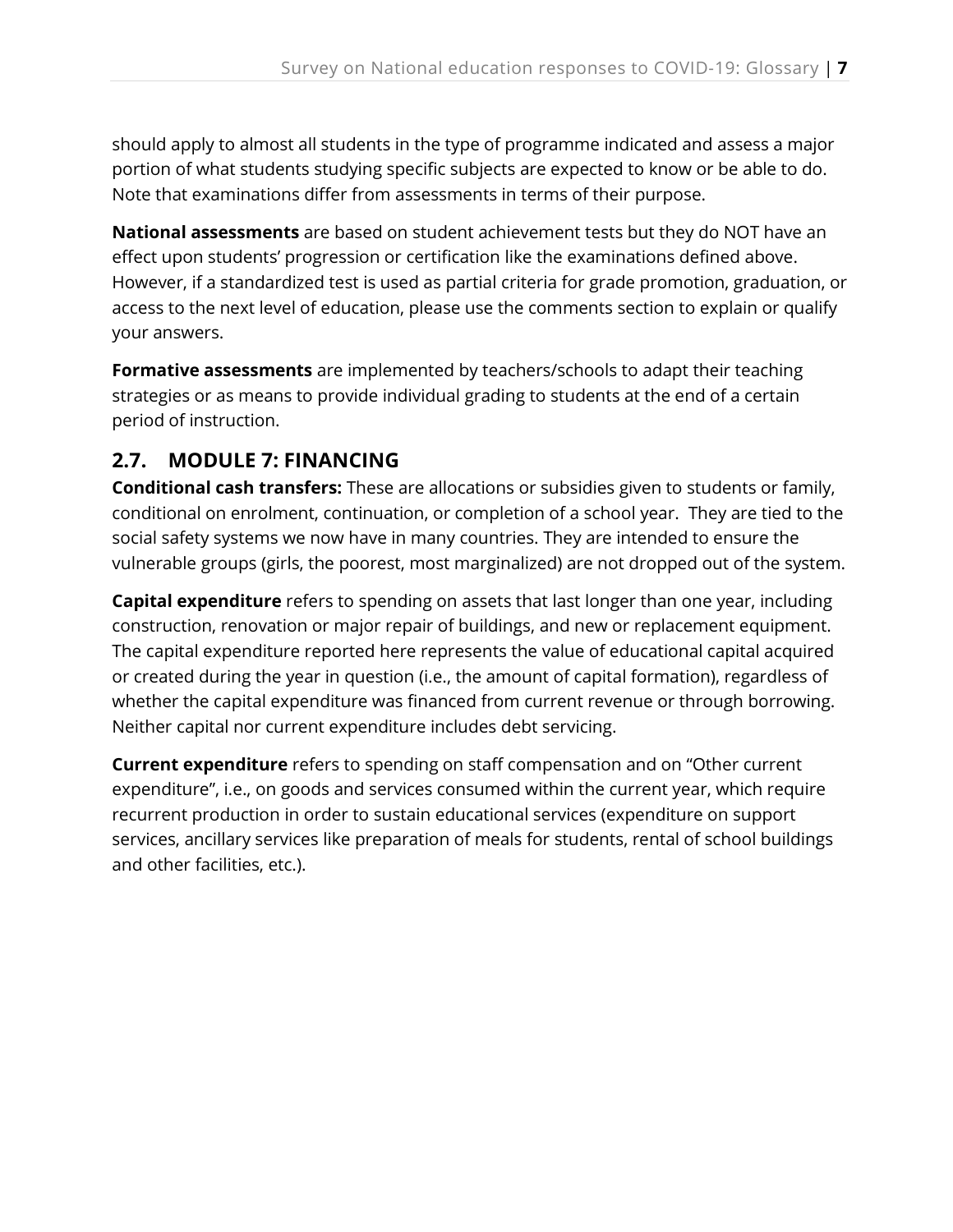should apply to almost all students in the type of programme indicated and assess a major portion of what students studying specific subjects are expected to know or be able to do. Note that examinations differ from assessments in terms of their purpose.

**National assessments** are based on student achievement tests but they do NOT have an effect upon students' progression or certification like the examinations defined above. However, if a standardized test is used as partial criteria for grade promotion, graduation, or access to the next level of education, please use the comments section to explain or qualify your answers.

**Formative assessments** are implemented by teachers/schools to adapt their teaching strategies or as means to provide individual grading to students at the end of a certain period of instruction.

## 2.7. MODULE 7: FINANCING

**Conditional cash transfers:** These are allocations or subsidies given to students or family, conditional on enrolment, continuation, or completion of a school year. They are tied to the social safety systems we now have in many countries. They are intended to ensure the vulnerable groups (girls, the poorest, most marginalized) are not dropped out of the system.

**Capital expenditure** refers to spending on assets that last longer than one year, including construction, renovation or major repair of buildings, and new or replacement equipment. The capital expenditure reported here represents the value of educational capital acquired or created during the year in question (i.e., the amount of capital formation), regardless of whether the capital expenditure was financed from current revenue or through borrowing. Neither capital nor current expenditure includes debt servicing.

**Current expenditure** refers to spending on staff compensation and on "Other current expenditure", i.e., on goods and services consumed within the current year, which require recurrent production in order to sustain educational services (expenditure on support services, ancillary services like preparation of meals for students, rental of school buildings and other facilities, etc.).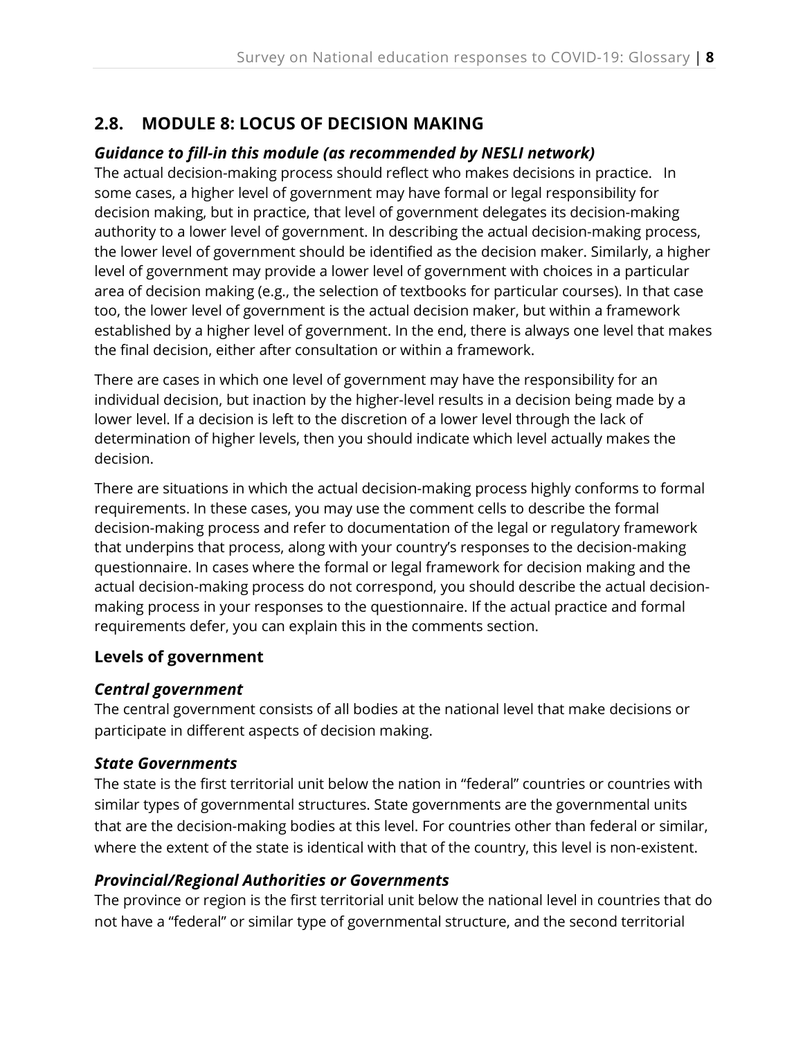## 2.8. MODULE 8: LOCUS OF DECISION MAKING

### *Guidance to fill-in this module (as recommended by NESLI network)*

The actual decision-making process should reflect who makes decisions in practice. In some cases, a higher level of government may have formal or legal responsibility for decision making, but in practice, that level of government delegates its decision-making authority to a lower level of government. In describing the actual decision-making process, the lower level of government should be identified as the decision maker. Similarly, a higher level of government may provide a lower level of government with choices in a particular area of decision making (e.g., the selection of textbooks for particular courses). In that case too, the lower level of government is the actual decision maker, but within a framework established by a higher level of government. In the end, there is always one level that makes the final decision, either after consultation or within a framework.

There are cases in which one level of government may have the responsibility for an individual decision, but inaction by the higher-level results in a decision being made by a lower level. If a decision is left to the discretion of a lower level through the lack of determination of higher levels, then you should indicate which level actually makes the decision.

There are situations in which the actual decision-making process highly conforms to formal requirements. In these cases, you may use the comment cells to describe the formal decision-making process and refer to documentation of the legal or regulatory framework that underpins that process, along with your country's responses to the decision-making questionnaire. In cases where the formal or legal framework for decision making and the actual decision-making process do not correspond, you should describe the actual decision-making process in your responses to the questionnaire. If the actual practice and formal requirements defer, you can explain this in the comments section.

### Levels of government

#### *Central government*

The central government consists of all bodies at the national level that make decisions or participate in different aspects of decision making.

#### *State Governments*

The state is the first territorial unit below the nation in "federal" countries or countries with similar types of governmental structures. State governments are the governmental units that are the decision-making bodies at this level. For countries other than federal or similar, where the extent of the state is identical with that of the country, this level is non-existent.

#### *Provincial/Regional Authorities or Governments*

The province or region is the first territorial unit below the national level in countries that do not have a "federal" or similar type of governmental structure, and the second territorial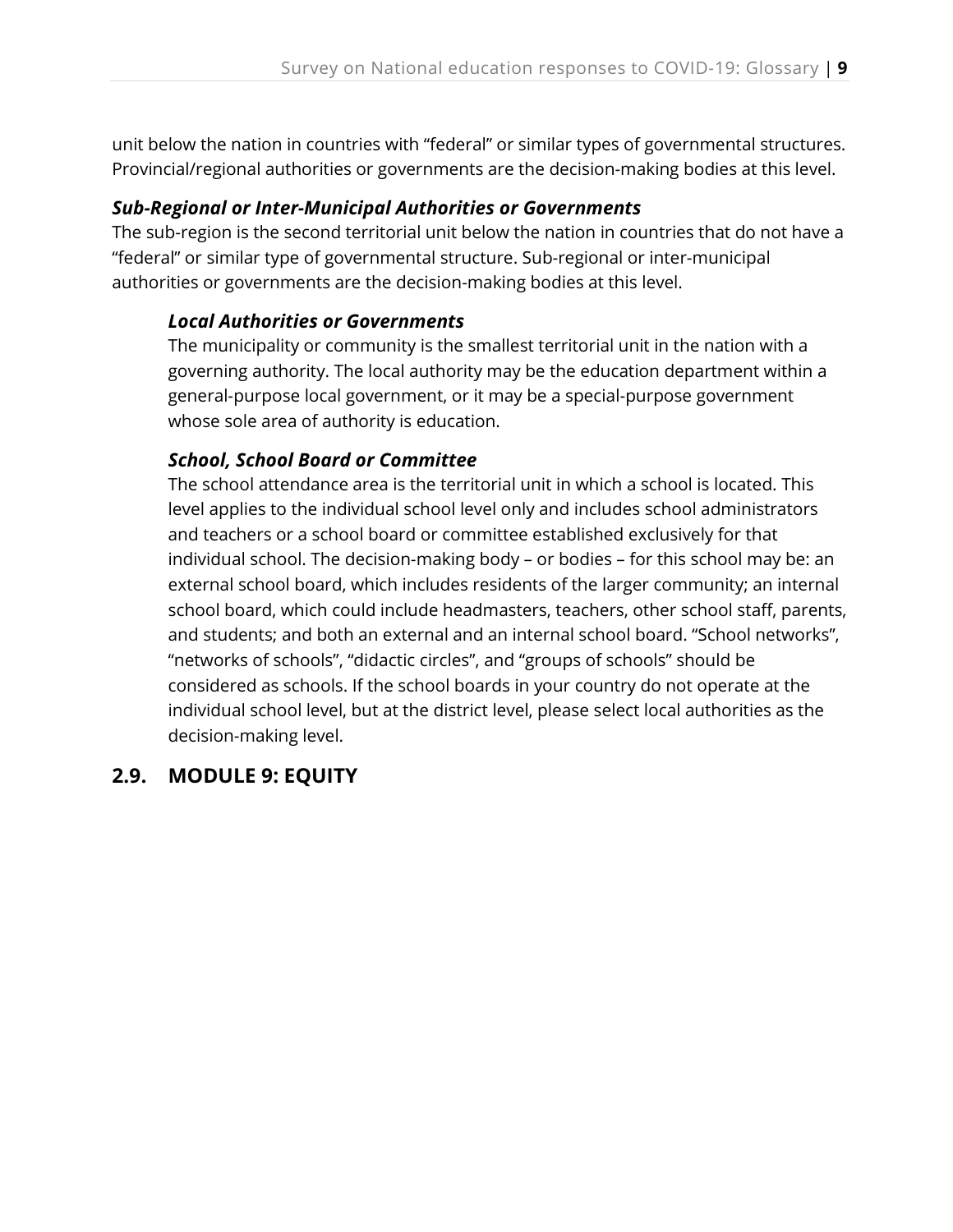unit below the nation in countries with "federal" or similar types of governmental structures. Provincial/regional authorities or governments are the decision-making bodies at this level.

### *Sub-Regional or Inter-Municipal Authorities or Governments*

The sub-region is the second territorial unit below the nation in countries that do not have a "federal" or similar type of governmental structure. Sub-regional or inter-municipal authorities or governments are the decision-making bodies at this level.

#### *Local Authorities or Governments*

The municipality or community is the smallest territorial unit in the nation with a governing authority. The local authority may be the education department within a general-purpose local government, or it may be a special-purpose government whose sole area of authority is education.

#### *School, School Board or Committee*

The school attendance area is the territorial unit in which a school is located. This level applies to the individual school level only and includes school administrators and teachers or a school board or committee established exclusively for that individual school. The decision-making body – or bodies – for this school may be: an external school board, which includes residents of the larger community; an internal school board, which could include headmasters, teachers, other school staff, parents, and students; and both an external and an internal school board. "School networks", "networks of schools", "didactic circles", and "groups of schools" should be considered as schools. If the school boards in your country do not operate at the individual school level, but at the district level, please select local authorities as the decision-making level.

## 2.9. MODULE 9: EQUITY